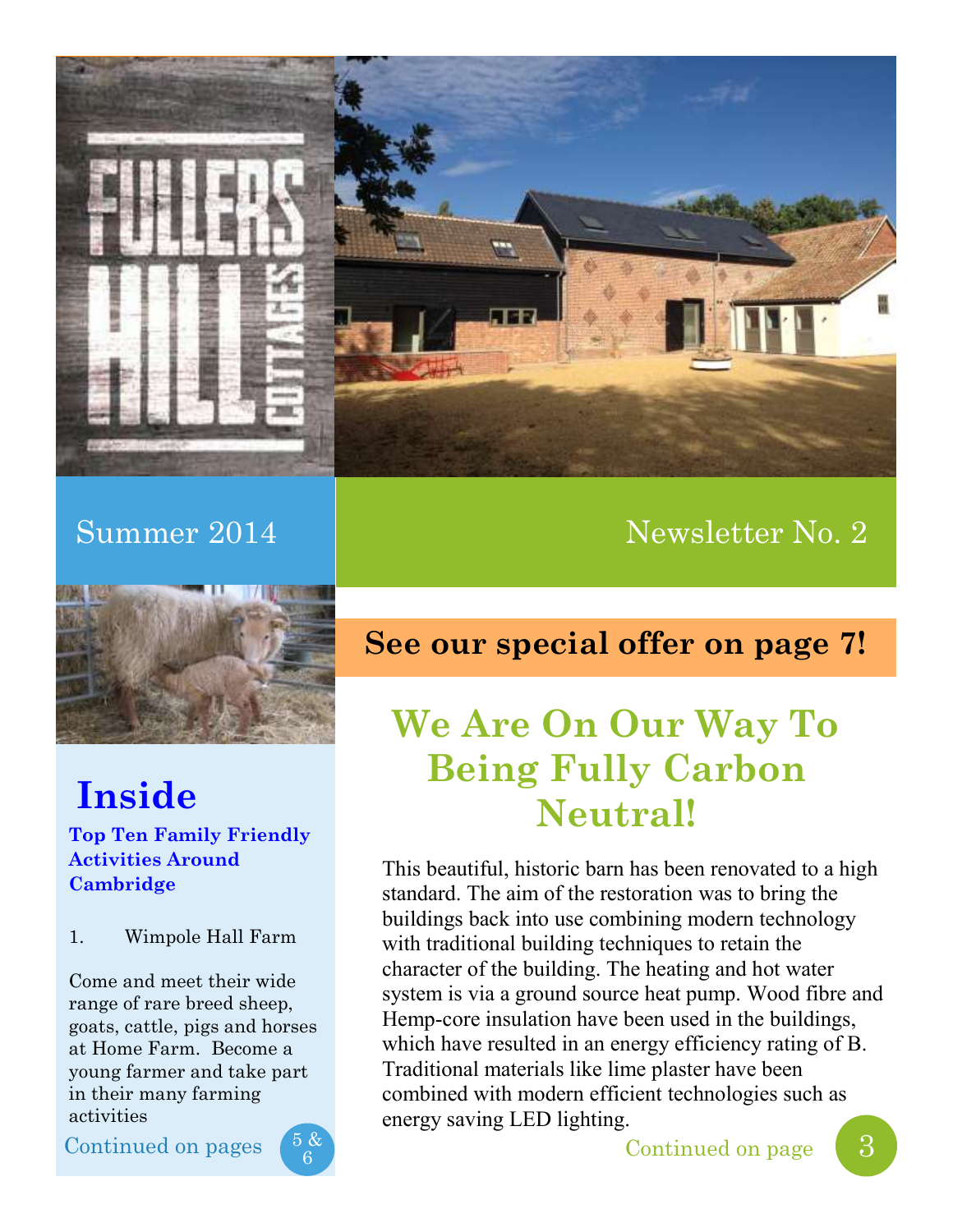# FULLERS HILL COTTAGES

Summer 2014

Newsletter No. 2

**See our special offer on page 7!**

## Inside

**Top Ten Family Friendly Activities Around Cambridge**

1. Wimpole Hall Farm

Come and meet their wide range of rare breed sheep, goats, cattle, pigs and horses at Home Farm. Become a young farmer and take part in their many farming activities

Continued on pages 5 & 6

## We Are On Our Way To Being Fully Carbon Neutral!

This beautiful, historic barn has been renovated to a high standard. The aim of the restoration was to bring the buildings back into use combining modern technology with traditional building techniques to retain the character of the building. The heating and hot water system is via a ground source heat pump. Wood fibre and Hemp-core insulation have been used in the buildings, which have resulted in an energy efficiency rating of B. Traditional materials like lime plaster have been combined with modern efficient technologies such as energy saving LED lighting.

Continued on page 3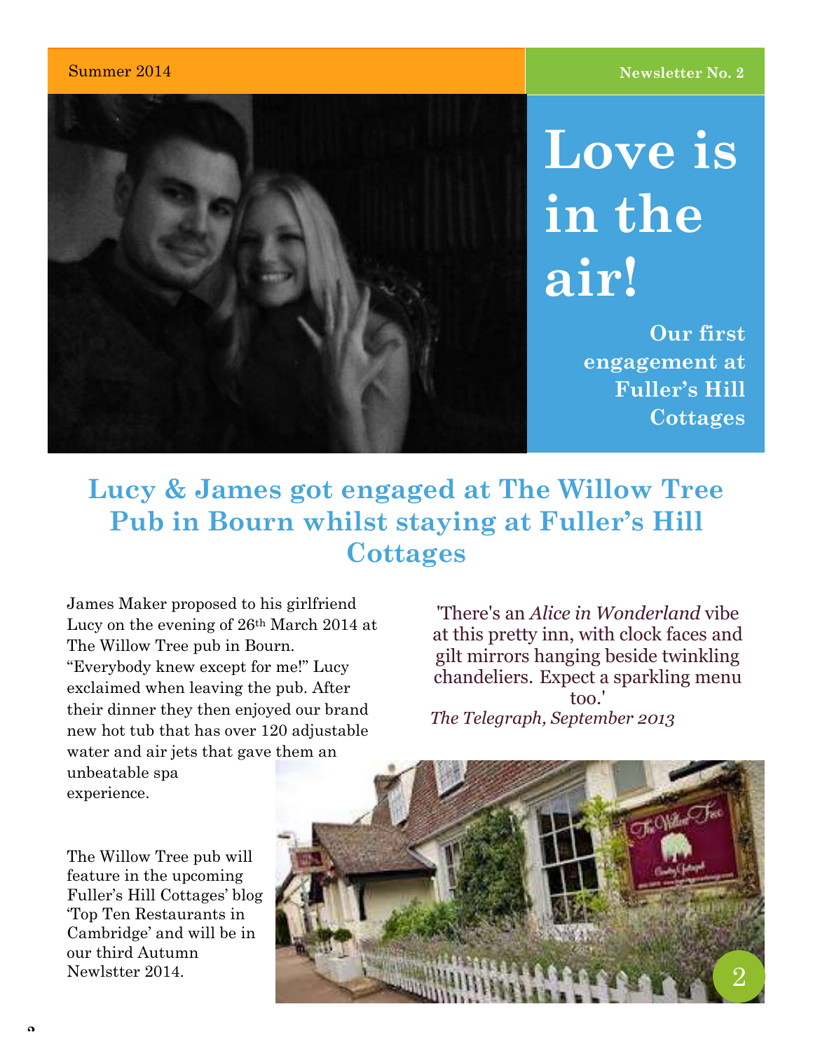# Love is in the air!

**Our first engagement at Fuller's Hill Cottages**

## Lucy & James got engaged at The Willow Tree Pub in Bourn whilst staying at Fuller's Hill Cottages

James Maker proposed to his girlfriend Lucy on the evening of 26th March 2014 at The Willow Tree pub in Bourn. "Everybody knew except for me!" Lucy exclaimed when leaving the pub. After their dinner they then enjoyed our brand new hot tub that has over 120 adjustable water and air jets that gave them an unbeatable spa experience.

'There's an *Alice in Wonderland* vibe at this pretty inn, with clock faces and gilt mirrors hanging beside twinkling chandeliers. Expect a sparkling menu too.'
*The Telegraph, September 2013*

The Willow Tree pub will feature in the upcoming Fuller's Hill Cottages' blog 'Top Ten Restaurants in Cambridge' and will be in our third Autumn Newlstter 2014.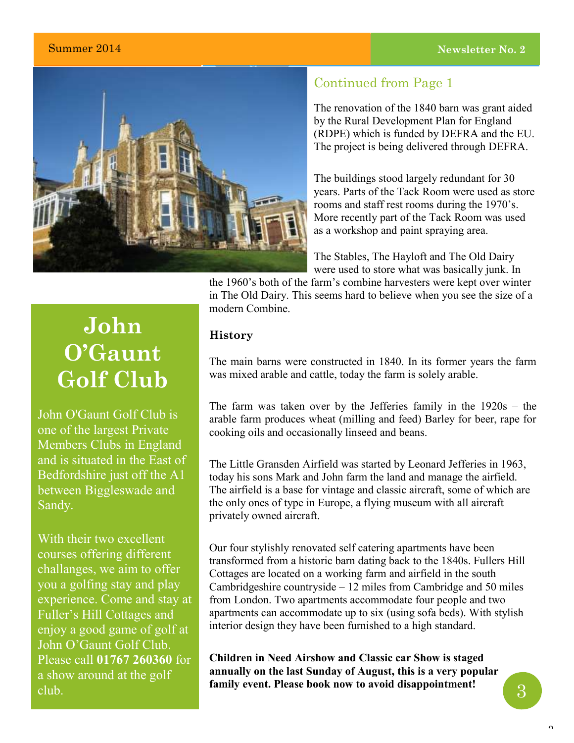## Continued from Page 1

The renovation of the 1840 barn was grant aided by the Rural Development Plan for England (RDPE) which is funded by DEFRA and the EU. The project is being delivered through DEFRA.

The buildings stood largely redundant for 30 years. Parts of the Tack Room were used as store rooms and staff rest rooms during the 1970's. More recently part of the Tack Room was used as a workshop and paint spraying area.

The Stables, The Hayloft and The Old Dairy were used to store what was basically junk. In the 1960's both of the farm's combine harvesters were kept over winter in The Old Dairy. This seems hard to believe when you see the size of a modern Combine.

### History

The main barns were constructed in 1840. In its former years the farm was mixed arable and cattle, today the farm is solely arable.

The farm was taken over by the Jefferies family in the 1920s – the arable farm produces wheat (milling and feed) Barley for beer, rape for cooking oils and occasionally linseed and beans.

The Little Gransden Airfield was started by Leonard Jefferies in 1963, today his sons Mark and John farm the land and manage the airfield. The airfield is a base for vintage and classic aircraft, some of which are the only ones of type in Europe, a flying museum with all aircraft privately owned aircraft.

Our four stylishly renovated self catering apartments have been transformed from a historic barn dating back to the 1840s. Fullers Hill Cottages are located on a working farm and airfield in the south Cambridgeshire countryside – 12 miles from Cambridge and 50 miles from London. Two apartments accommodate four people and two apartments can accommodate up to six (using sofa beds). With stylish interior design they have been furnished to a high standard.

**Children in Need Airshow and Classic car Show is staged annually on the last Sunday of August, this is a very popular family event. Please book now to avoid disappointment!**

## John O'Gaunt Golf Club

John O'Gaunt Golf Club is one of the largest Private Members Clubs in England and is situated in the East of Bedfordshire just off the A1 between Biggleswade and Sandy.

With their two excellent courses offering different challanges, we aim to offer you a golfing stay and play experience. Come and stay at Fuller's Hill Cottages and enjoy a good game of golf at John O'Gaunt Golf Club. Please call **01767 260360** for a show around at the golf club.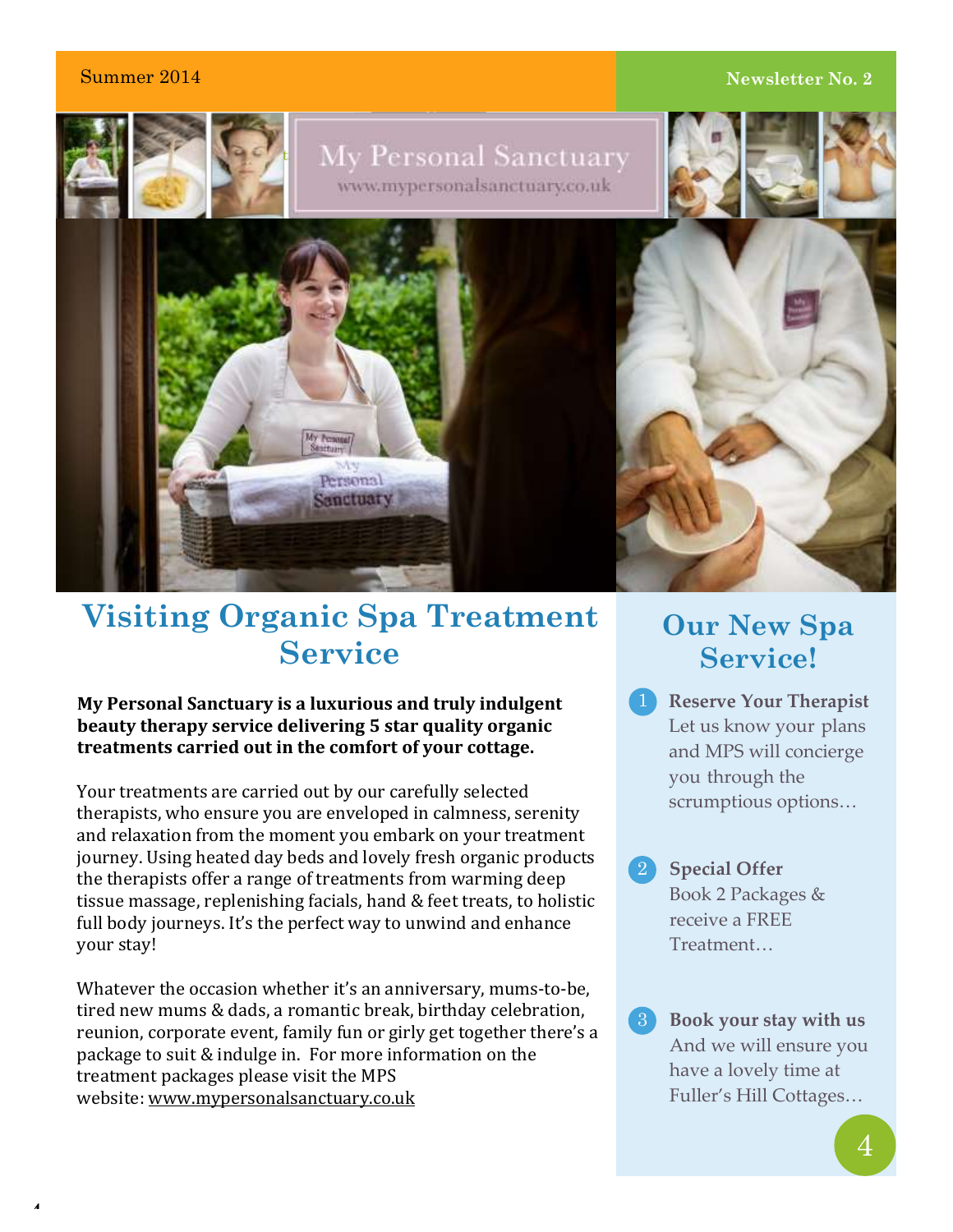Summer 2014

Newsletter No. 2

My Personal Sanctuary
www.mypersonalsanctuary.co.uk

# Visiting Organic Spa Treatment Service

**My Personal Sanctuary is a luxurious and truly indulgent beauty therapy service delivering 5 star quality organic treatments carried out in the comfort of your cottage.**

Your treatments are carried out by our carefully selected therapists, who ensure you are enveloped in calmness, serenity and relaxation from the moment you embark on your treatment journey. Using heated day beds and lovely fresh organic products the therapists offer a range of treatments from warming deep tissue massage, replenishing facials, hand & feet treats, to holistic full body journeys. It's the perfect way to unwind and enhance your stay!

Whatever the occasion whether it's an anniversary, mums-to-be, tired new mums & dads, a romantic break, birthday celebration, reunion, corporate event, family fun or girly get together there's a package to suit & indulge in. For more information on the treatment packages please visit the MPS website: www.mypersonalsanctuary.co.uk

## Our New Spa Service!

1. **Reserve Your Therapist**
   Let us know your plans and MPS will concierge you through the scrumptious options…

2. **Special Offer**
   Book 2 Packages & receive a FREE Treatment…

3. **Book your stay with us**
   And we will ensure you have a lovely time at Fuller's Hill Cottages…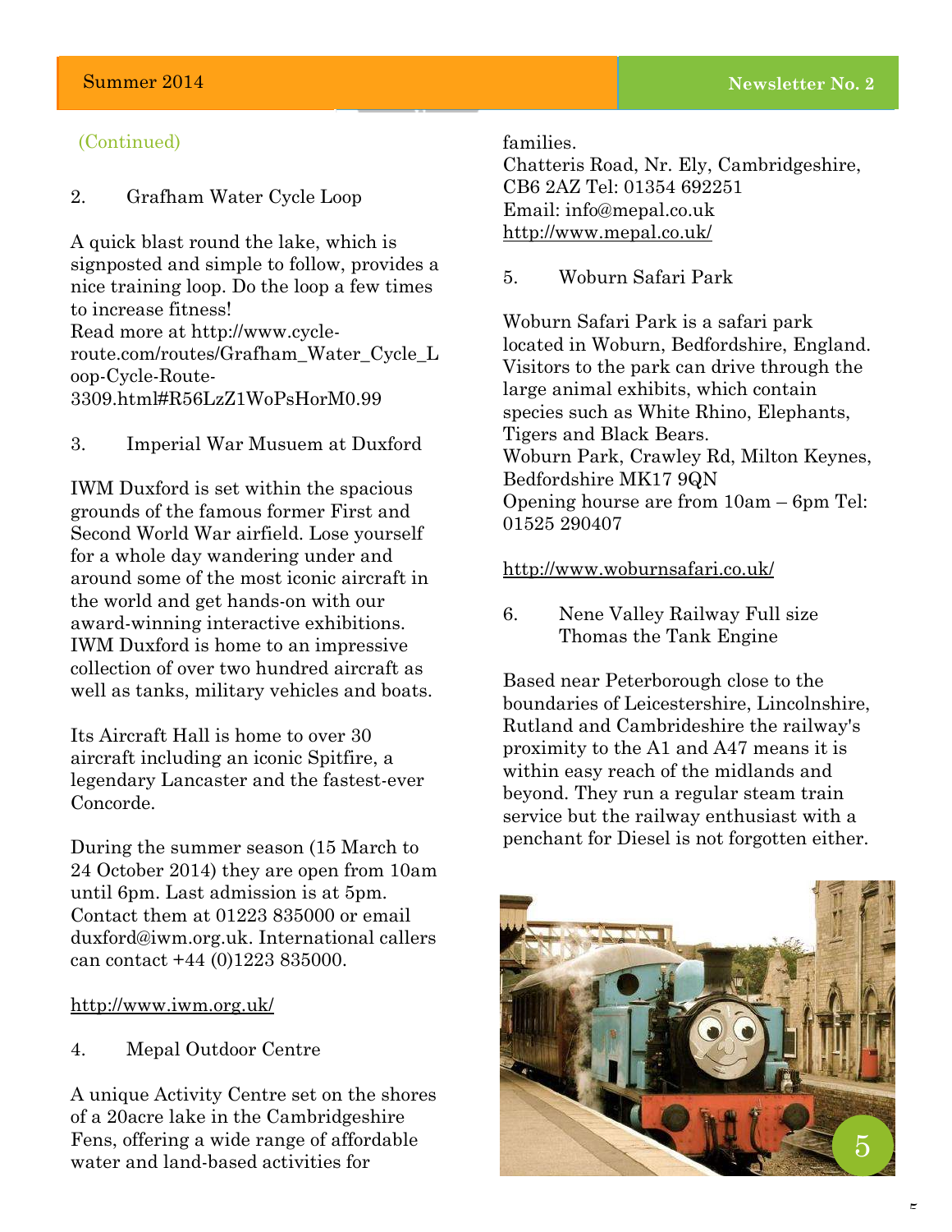(Continued)

2. Grafham Water Cycle Loop

A quick blast round the lake, which is signposted and simple to follow, provides a nice training loop. Do the loop a few times to increase fitness!
Read more at http://www.cycle-route.com/routes/Grafham_Water_Cycle_Loop-Cycle-Route-3309.html#R56LzZ1WoPsHorM0.99

3. Imperial War Musuem at Duxford

IWM Duxford is set within the spacious grounds of the famous former First and Second World War airfield. Lose yourself for a whole day wandering under and around some of the most iconic aircraft in the world and get hands-on with our award-winning interactive exhibitions. IWM Duxford is home to an impressive collection of over two hundred aircraft as well as tanks, military vehicles and boats.

Its Aircraft Hall is home to over 30 aircraft including an iconic Spitfire, a legendary Lancaster and the fastest-ever Concorde.

During the summer season (15 March to 24 October 2014) they are open from 10am until 6pm. Last admission is at 5pm. Contact them at 01223 835000 or email duxford@iwm.org.uk. International callers can contact +44 (0)1223 835000.

http://www.iwm.org.uk/

4. Mepal Outdoor Centre

A unique Activity Centre set on the shores of a 20acre lake in the Cambridgeshire Fens, offering a wide range of affordable water and land-based activities for families.
Chatteris Road, Nr. Ely, Cambridgeshire, CB6 2AZ Tel: 01354 692251
Email: info@mepal.co.uk
http://www.mepal.co.uk/

5. Woburn Safari Park

Woburn Safari Park is a safari park located in Woburn, Bedfordshire, England. Visitors to the park can drive through the large animal exhibits, which contain species such as White Rhino, Elephants, Tigers and Black Bears.
Woburn Park, Crawley Rd, Milton Keynes, Bedfordshire MK17 9QN
Opening hourse are from 10am – 6pm Tel: 01525 290407

http://www.woburnsafari.co.uk/

6. Nene Valley Railway Full size Thomas the Tank Engine

Based near Peterborough close to the boundaries of Leicestershire, Lincolnshire, Rutland and Cambrideshire the railway's proximity to the A1 and A47 means it is within easy reach of the midlands and beyond. They run a regular steam train service but the railway enthusiast with a penchant for Diesel is not forgotten either.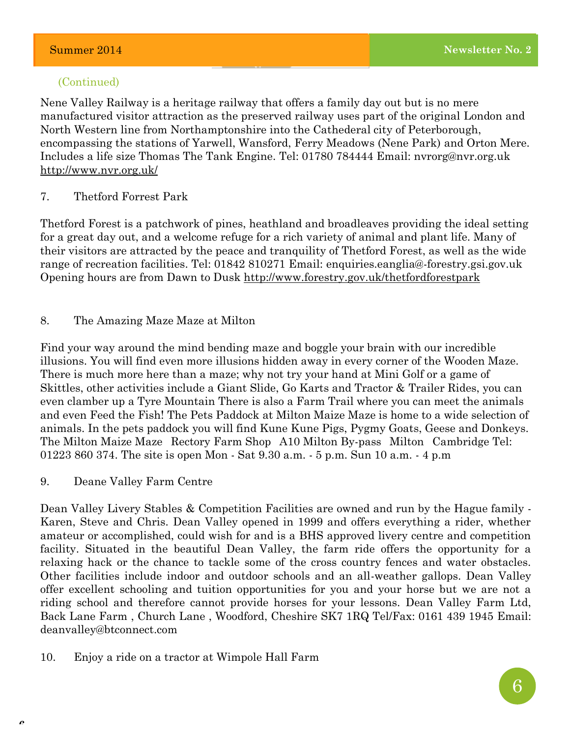(Continued)

Nene Valley Railway is a heritage railway that offers a family day out but is no mere manufactured visitor attraction as the preserved railway uses part of the original London and North Western line from Northamptonshire into the Cathederal city of Peterborough, encompassing the stations of Yarwell, Wansford, Ferry Meadows (Nene Park) and Orton Mere. Includes a life size Thomas The Tank Engine. Tel: 01780 784444 Email: nvrorg@nvr.org.uk http://www.nvr.org.uk/

7. Thetford Forrest Park

Thetford Forest is a patchwork of pines, heathland and broadleaves providing the ideal setting for a great day out, and a welcome refuge for a rich variety of animal and plant life. Many of their visitors are attracted by the peace and tranquility of Thetford Forest, as well as the wide range of recreation facilities. Tel: 01842 810271 Email: enquiries.eanglia@-forestry.gsi.gov.uk Opening hours are from Dawn to Dusk http://www.forestry.gov.uk/thetfordforestpark

8. The Amazing Maze Maze at Milton

Find your way around the mind bending maze and boggle your brain with our incredible illusions. You will find even more illusions hidden away in every corner of the Wooden Maze. There is much more here than a maze; why not try your hand at Mini Golf or a game of Skittles, other activities include a Giant Slide, Go Karts and Tractor & Trailer Rides, you can even clamber up a Tyre Mountain There is also a Farm Trail where you can meet the animals and even Feed the Fish! The Pets Paddock at Milton Maize Maze is home to a wide selection of animals. In the pets paddock you will find Kune Kune Pigs, Pygmy Goats, Geese and Donkeys. The Milton Maize Maze Rectory Farm Shop A10 Milton By-pass Milton Cambridge Tel: 01223 860 374. The site is open Mon - Sat 9.30 a.m. - 5 p.m. Sun 10 a.m. - 4 p.m

9. Deane Valley Farm Centre

Dean Valley Livery Stables & Competition Facilities are owned and run by the Hague family - Karen, Steve and Chris. Dean Valley opened in 1999 and offers everything a rider, whether amateur or accomplished, could wish for and is a BHS approved livery centre and competition facility. Situated in the beautiful Dean Valley, the farm ride offers the opportunity for a relaxing hack or the chance to tackle some of the cross country fences and water obstacles. Other facilities include indoor and outdoor schools and an all-weather gallops. Dean Valley offer excellent schooling and tuition opportunities for you and your horse but we are not a riding school and therefore cannot provide horses for your lessons. Dean Valley Farm Ltd, Back Lane Farm , Church Lane , Woodford, Cheshire SK7 1RQ Tel/Fax: 0161 439 1945 Email: deanvalley@btconnect.com

10. Enjoy a ride on a tractor at Wimpole Hall Farm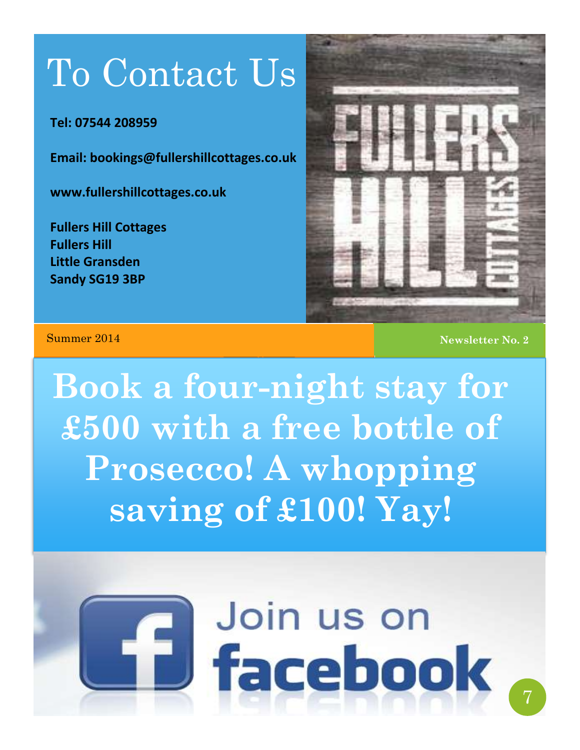# To Contact Us

**Tel: 07544 208959**

**Email: bookings@fullershillcottages.co.uk**

**www.fullershillcottages.co.uk**

**Fullers Hill Cottages**
**Fullers Hill**
**Little Gransden**
**Sandy SG19 3BP**

FULLERS HILL COTTAGES

Summer 2014

**Newsletter No. 2**

# Book a four-night stay for £500 with a free bottle of Prosecco! A whopping saving of £100! Yay!

Join us on facebook